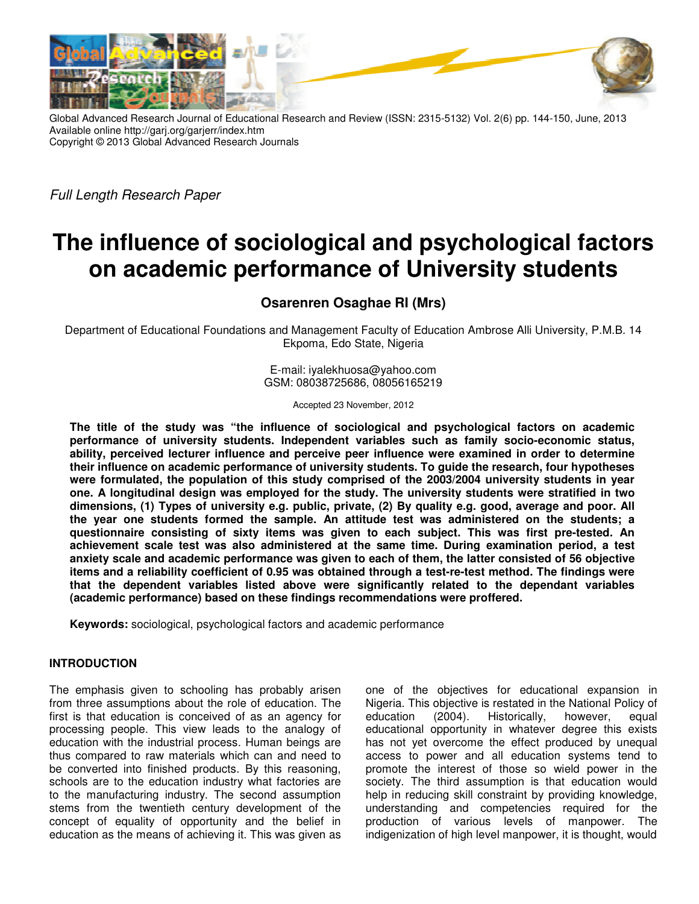Global Advanced Research Journal of Educational Research and Review (ISSN: 2315-5132) Vol. 2(6) pp. 144-150, June, 2013
Available online http://garj.org/garjerr/index.htm
Copyright © 2013 Global Advanced Research Journals

*Full Length Research Paper*

# The influence of sociological and psychological factors on academic performance of University students

**Osarenren Osaghae RI (Mrs)**

Department of Educational Foundations and Management Faculty of Education Ambrose Alli University, P.M.B. 14 Ekpoma, Edo State, Nigeria

E-mail: iyalekhuosa@yahoo.com
GSM: 08038725686, 08056165219

Accepted 23 November, 2012

**The title of the study was "the influence of sociological and psychological factors on academic performance of university students. Independent variables such as family socio-economic status, ability, perceived lecturer influence and perceive peer influence were examined in order to determine their influence on academic performance of university students. To guide the research, four hypotheses were formulated, the population of this study comprised of the 2003/2004 university students in year one. A longitudinal design was employed for the study. The university students were stratified in two dimensions, (1) Types of university e.g. public, private, (2) By quality e.g. good, average and poor. All the year one students formed the sample. An attitude test was administered on the students; a questionnaire consisting of sixty items was given to each subject. This was first pre-tested. An achievement scale test was also administered at the same time. During examination period, a test anxiety scale and academic performance was given to each of them, the latter consisted of 56 objective items and a reliability coefficient of 0.95 was obtained through a test-re-test method. The findings were that the dependent variables listed above were significantly related to the dependant variables (academic performance) based on these findings recommendations were proffered.**

**Keywords:** sociological, psychological factors and academic performance

## INTRODUCTION

The emphasis given to schooling has probably arisen from three assumptions about the role of education. The first is that education is conceived of as an agency for processing people. This view leads to the analogy of education with the industrial process. Human beings are thus compared to raw materials which can and need to be converted into finished products. By this reasoning, schools are to the education industry what factories are to the manufacturing industry. The second assumption stems from the twentieth century development of the concept of equality of opportunity and the belief in education as the means of achieving it. This was given as one of the objectives for educational expansion in Nigeria. This objective is restated in the National Policy of education (2004). Historically, however, equal educational opportunity in whatever degree this exists has not yet overcome the effect produced by unequal access to power and all education systems tend to promote the interest of those so wield power in the society. The third assumption is that education would help in reducing skill constraint by providing knowledge, understanding and competencies required for the production of various levels of manpower. The indigenization of high level manpower, it is thought, would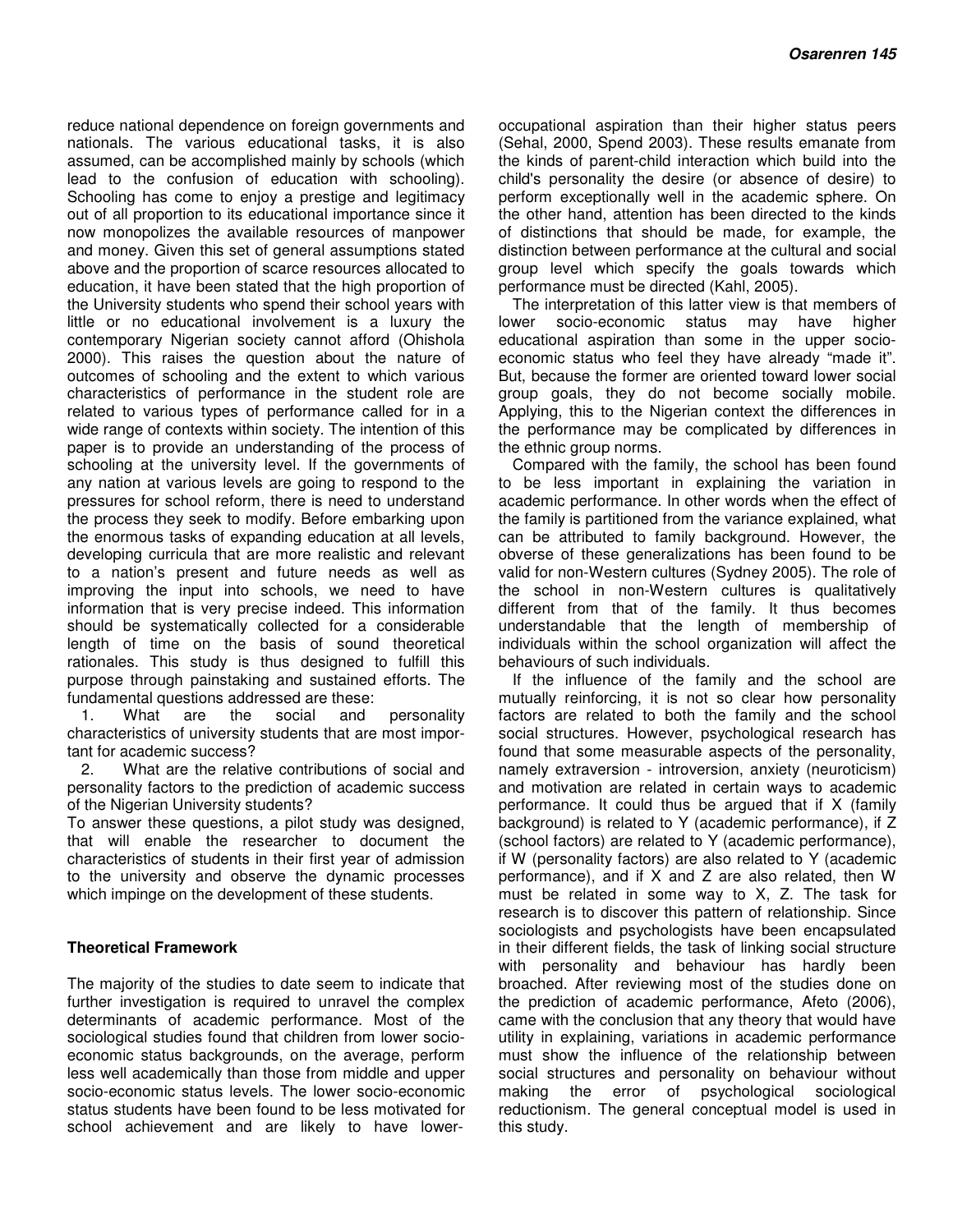reduce national dependence on foreign governments and nationals. The various educational tasks, it is also assumed, can be accomplished mainly by schools (which lead to the confusion of education with schooling). Schooling has come to enjoy a prestige and legitimacy out of all proportion to its educational importance since it now monopolizes the available resources of manpower and money. Given this set of general assumptions stated above and the proportion of scarce resources allocated to education, it have been stated that the high proportion of the University students who spend their school years with little or no educational involvement is a luxury the contemporary Nigerian society cannot afford (Ohishola 2000). This raises the question about the nature of outcomes of schooling and the extent to which various characteristics of performance in the student role are related to various types of performance called for in a wide range of contexts within society. The intention of this paper is to provide an understanding of the process of schooling at the university level. If the governments of any nation at various levels are going to respond to the pressures for school reform, there is need to understand the process they seek to modify. Before embarking upon the enormous tasks of expanding education at all levels, developing curricula that are more realistic and relevant to a nation's present and future needs as well as improving the input into schools, we need to have information that is very precise indeed. This information should be systematically collected for a considerable length of time on the basis of sound theoretical rationales. This study is thus designed to fulfill this purpose through painstaking and sustained efforts. The fundamental questions addressed are these:

1. What are the social and personality characteristics of university students that are most important for academic success?
2. What are the relative contributions of social and personality factors to the prediction of academic success of the Nigerian University students?

To answer these questions, a pilot study was designed, that will enable the researcher to document the characteristics of students in their first year of admission to the university and observe the dynamic processes which impinge on the development of these students.

## Theoretical Framework

The majority of the studies to date seem to indicate that further investigation is required to unravel the complex determinants of academic performance. Most of the sociological studies found that children from lower socio-economic status backgrounds, on the average, perform less well academically than those from middle and upper socio-economic status levels. The lower socio-economic status students have been found to be less motivated for school achievement and are likely to have lower-occupational aspiration than their higher status peers (Sehal, 2000, Spend 2003). These results emanate from the kinds of parent-child interaction which build into the child's personality the desire (or absence of desire) to perform exceptionally well in the academic sphere. On the other hand, attention has been directed to the kinds of distinctions that should be made, for example, the distinction between performance at the cultural and social group level which specify the goals towards which performance must be directed (Kahl, 2005).

The interpretation of this latter view is that members of lower socio-economic status may have higher educational aspiration than some in the upper socio-economic status who feel they have already "made it". But, because the former are oriented toward lower social group goals, they do not become socially mobile. Applying, this to the Nigerian context the differences in the performance may be complicated by differences in the ethnic group norms.

Compared with the family, the school has been found to be less important in explaining the variation in academic performance. In other words when the effect of the family is partitioned from the variance explained, what can be attributed to family background. However, the obverse of these generalizations has been found to be valid for non-Western cultures (Sydney 2005). The role of the school in non-Western cultures is qualitatively different from that of the family. It thus becomes understandable that the length of membership of individuals within the school organization will affect the behaviours of such individuals.

If the influence of the family and the school are mutually reinforcing, it is not so clear how personality factors are related to both the family and the school social structures. However, psychological research has found that some measurable aspects of the personality, namely extraversion - introversion, anxiety (neuroticism) and motivation are related in certain ways to academic performance. It could thus be argued that if X (family background) is related to Y (academic performance), if Z (school factors) are related to Y (academic performance), if W (personality factors) are also related to Y (academic performance), and if X and Z are also related, then W must be related in some way to X, Z. The task for research is to discover this pattern of relationship. Since sociologists and psychologists have been encapsulated in their different fields, the task of linking social structure with personality and behaviour has hardly been broached. After reviewing most of the studies done on the prediction of academic performance, Afeto (2006), came with the conclusion that any theory that would have utility in explaining, variations in academic performance must show the influence of the relationship between social structures and personality on behaviour without making the error of psychological sociological reductionism. The general conceptual model is used in this study.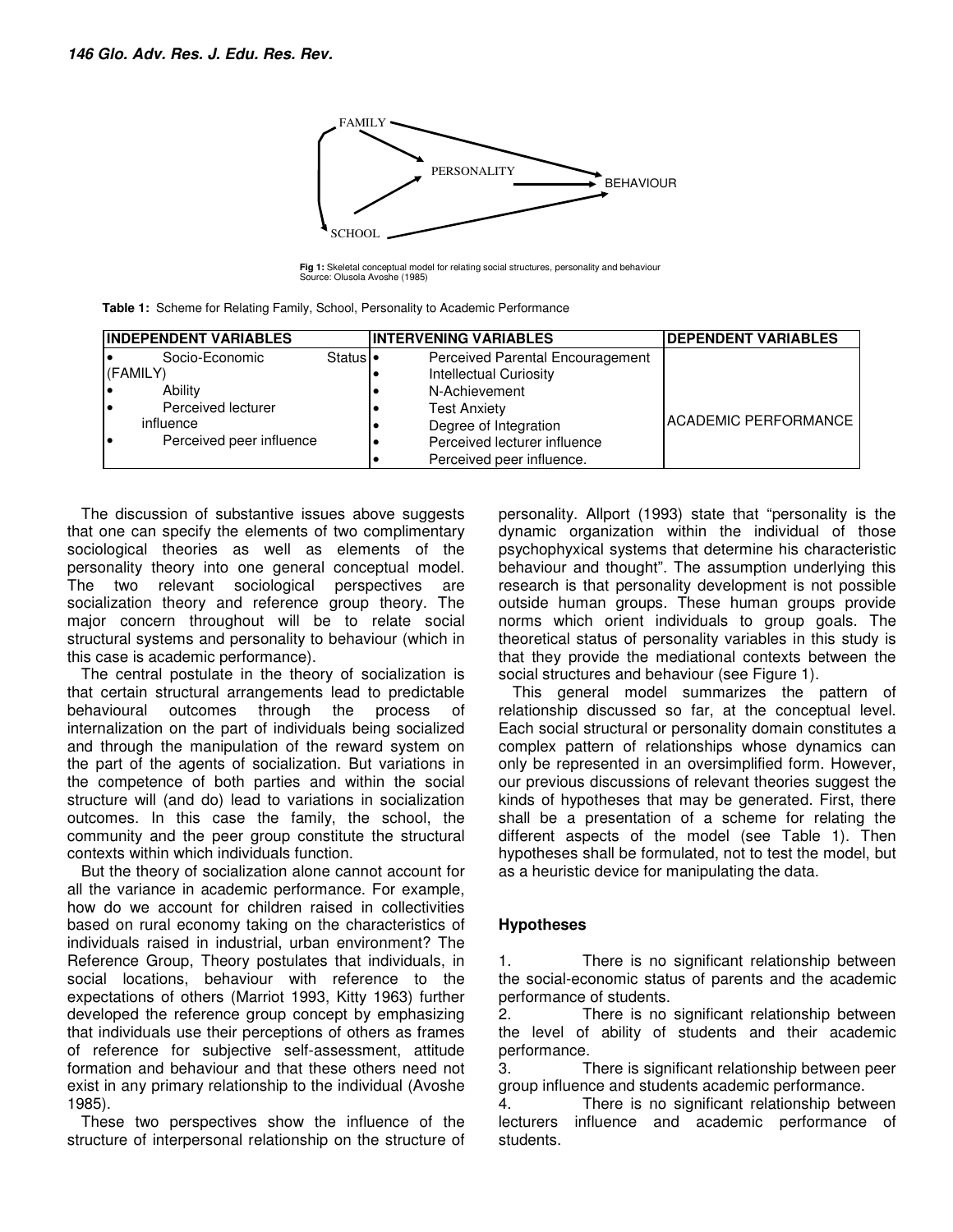FAMILY

PERSONALITY

BEHAVIOUR

SCHOOL

**Fig 1:** Skeletal conceptual model for relating social structures, personality and behaviour
Source: Olusola Avoshe (1985)

**Table 1:** Scheme for Relating Family, School, Personality to Academic Performance

| INDEPENDENT VARIABLES | INTERVENING VARIABLES | DEPENDENT VARIABLES |
|---|---|---|
| • Socio-Economic Status (FAMILY)<br>Ability<br>• Perceived lecturer influence<br>• Perceived peer influence | • Perceived Parental Encouragement<br>• Intellectual Curiosity<br>• N-Achievement<br>• Test Anxiety<br>• Degree of Integration<br>• Perceived lecturer influence<br>• Perceived peer influence. | ACADEMIC PERFORMANCE |

The discussion of substantive issues above suggests that one can specify the elements of two complimentary sociological theories as well as elements of the personality theory into one general conceptual model. The two relevant sociological perspectives are socialization theory and reference group theory. The major concern throughout will be to relate social structural systems and personality to behaviour (which in this case is academic performance).

The central postulate in the theory of socialization is that certain structural arrangements lead to predictable behavioural outcomes through the process of internalization on the part of individuals being socialized and through the manipulation of the reward system on the part of the agents of socialization. But variations in the competence of both parties and within the social structure will (and do) lead to variations in socialization outcomes. In this case the family, the school, the community and the peer group constitute the structural contexts within which individuals function.

But the theory of socialization alone cannot account for all the variance in academic performance. For example, how do we account for children raised in collectivities based on rural economy taking on the characteristics of individuals raised in industrial, urban environment? The Reference Group, Theory postulates that individuals, in social locations, behaviour with reference to the expectations of others (Marriot 1993, Kitty 1963) further developed the reference group concept by emphasizing that individuals use their perceptions of others as frames of reference for subjective self-assessment, attitude formation and behaviour and that these others need not exist in any primary relationship to the individual (Avoshe 1985).

These two perspectives show the influence of the structure of interpersonal relationship on the structure of personality. Allport (1993) state that "personality is the dynamic organization within the individual of those psychophyxical systems that determine his characteristic behaviour and thought". The assumption underlying this research is that personality development is not possible outside human groups. These human groups provide norms which orient individuals to group goals. The theoretical status of personality variables in this study is that they provide the mediational contexts between the social structures and behaviour (see Figure 1).

This general model summarizes the pattern of relationship discussed so far, at the conceptual level. Each social structural or personality domain constitutes a complex pattern of relationships whose dynamics can only be represented in an oversimplified form. However, our previous discussions of relevant theories suggest the kinds of hypotheses that may be generated. First, there shall be a presentation of a scheme for relating the different aspects of the model (see Table 1). Then hypotheses shall be formulated, not to test the model, but as a heuristic device for manipulating the data.

## Hypotheses

1. There is no significant relationship between the social-economic status of parents and the academic performance of students.
2. There is no significant relationship between the level of ability of students and their academic performance.
3. There is significant relationship between peer group influence and students academic performance.
4. There is no significant relationship between lecturers influence and academic performance of students.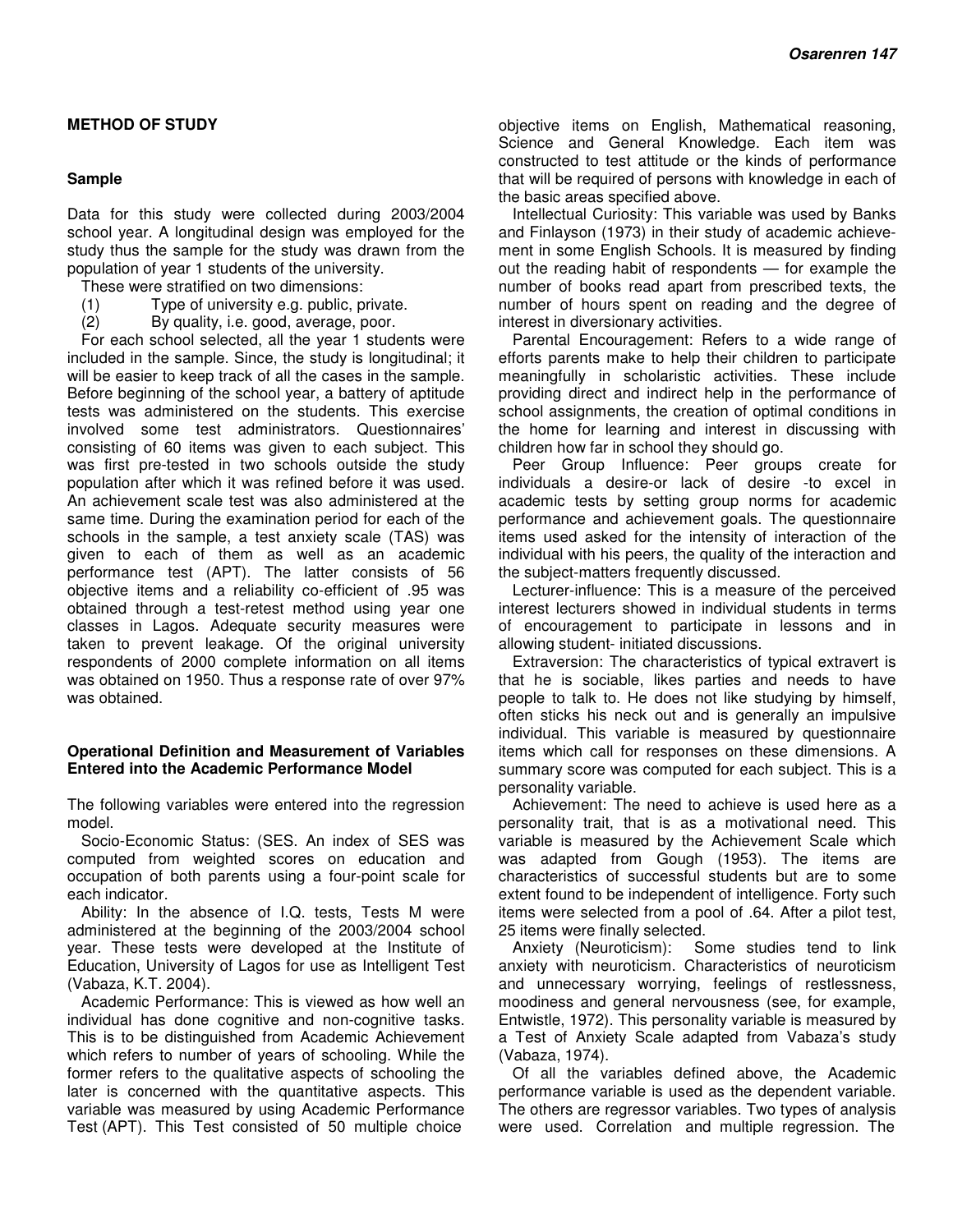## METHOD OF STUDY

### Sample

Data for this study were collected during 2003/2004 school year. A longitudinal design was employed for the study thus the sample for the study was drawn from the population of year 1 students of the university.

These were stratified on two dimensions:

(1) Type of university e.g. public, private.

(2) By quality, i.e. good, average, poor.

For each school selected, all the year 1 students were included in the sample. Since, the study is longitudinal; it will be easier to keep track of all the cases in the sample. Before beginning of the school year, a battery of aptitude tests was administered on the students. This exercise involved some test administrators. Questionnaires' consisting of 60 items was given to each subject. This was first pre-tested in two schools outside the study population after which it was refined before it was used. An achievement scale test was also administered at the same time. During the examination period for each of the schools in the sample, a test anxiety scale (TAS) was given to each of them as well as an academic performance test (APT). The latter consists of 56 objective items and a reliability co-efficient of .95 was obtained through a test-retest method using year one classes in Lagos. Adequate security measures were taken to prevent leakage. Of the original university respondents of 2000 complete information on all items was obtained on 1950. Thus a response rate of over 97% was obtained.

### Operational Definition and Measurement of Variables Entered into the Academic Performance Model

The following variables were entered into the regression model.

Socio-Economic Status: (SES. An index of SES was computed from weighted scores on education and occupation of both parents using a four-point scale for each indicator.

Ability: In the absence of I.Q. tests, Tests M were administered at the beginning of the 2003/2004 school year. These tests were developed at the Institute of Education, University of Lagos for use as Intelligent Test (Vabaza, K.T. 2004).

Academic Performance: This is viewed as how well an individual has done cognitive and non-cognitive tasks. This is to be distinguished from Academic Achievement which refers to number of years of schooling. While the former refers to the qualitative aspects of schooling the later is concerned with the quantitative aspects. This variable was measured by using Academic Performance Test (APT). This Test consisted of 50 multiple choice objective items on English, Mathematical reasoning, Science and General Knowledge. Each item was constructed to test attitude or the kinds of performance that will be required of persons with knowledge in each of the basic areas specified above.

Intellectual Curiosity: This variable was used by Banks and Finlayson (1973) in their study of academic achievement in some English Schools. It is measured by finding out the reading habit of respondents — for example the number of books read apart from prescribed texts, the number of hours spent on reading and the degree of interest in diversionary activities.

Parental Encouragement: Refers to a wide range of efforts parents make to help their children to participate meaningfully in scholaristic activities. These include providing direct and indirect help in the performance of school assignments, the creation of optimal conditions in the home for learning and interest in discussing with children how far in school they should go.

Peer Group Influence: Peer groups create for individuals a desire-or lack of desire -to excel in academic tests by setting group norms for academic performance and achievement goals. The questionnaire items used asked for the intensity of interaction of the individual with his peers, the quality of the interaction and the subject-matters frequently discussed.

Lecturer-influence: This is a measure of the perceived interest lecturers showed in individual students in terms of encouragement to participate in lessons and in allowing student- initiated discussions.

Extraversion: The characteristics of typical extravert is that he is sociable, likes parties and needs to have people to talk to. He does not like studying by himself, often sticks his neck out and is generally an impulsive individual. This variable is measured by questionnaire items which call for responses on these dimensions. A summary score was computed for each subject. This is a personality variable.

Achievement: The need to achieve is used here as a personality trait, that is as a motivational need. This variable is measured by the Achievement Scale which was adapted from Gough (1953). The items are characteristics of successful students but are to some extent found to be independent of intelligence. Forty such items were selected from a pool of .64. After a pilot test, 25 items were finally selected.

Anxiety (Neuroticism): Some studies tend to link anxiety with neuroticism. Characteristics of neuroticism and unnecessary worrying, feelings of restlessness, moodiness and general nervousness (see, for example, Entwistle, 1972). This personality variable is measured by a Test of Anxiety Scale adapted from Vabaza's study (Vabaza, 1974).

Of all the variables defined above, the Academic performance variable is used as the dependent variable. The others are regressor variables. Two types of analysis were used. Correlation and multiple regression. The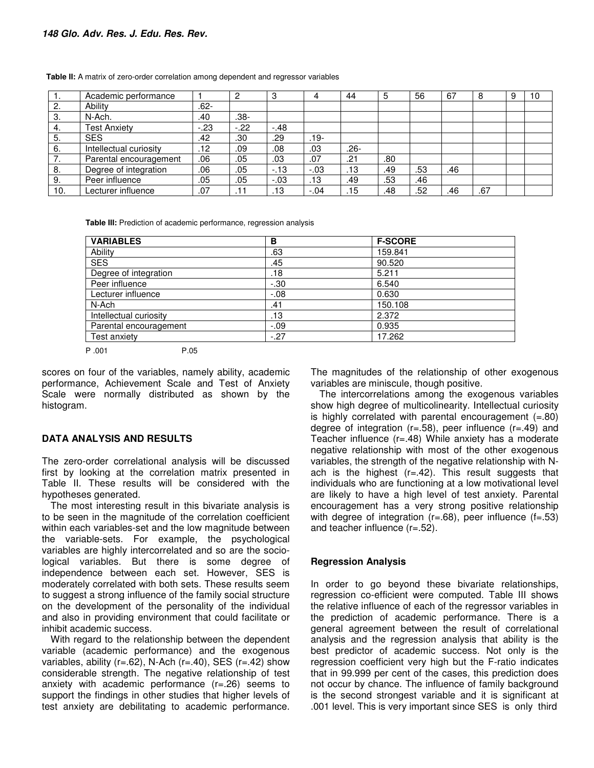**Table II:** A matrix of zero-order correlation among dependent and regressor variables

| 1. | Academic performance | 1 | 2 | 3 | 4 | 44 | 5 | 56 | 67 | 8 | 9 | 10 |
|---|---|---|---|---|---|---|---|---|---|---|---|---|
| 2. | Ability | .62- | | | | | | | | | | |
| 3. | N-Ach. | .40 | .38- | | | | | | | | | |
| 4. | Test Anxiety | -.23 | -.22 | -.48 | | | | | | | | |
| 5. | SES | .42 | .30 | .29 | .19- | | | | | | | |
| 6. | Intellectual curiosity | .12 | .09 | .08 | .03 | .26- | | | | | | |
| 7. | Parental encouragement | .06 | .05 | .03 | .07 | .21 | .80 | | | | | |
| 8. | Degree of integration | .06 | .05 | -.13 | -.03 | .13 | .49 | .53 | .46 | | | |
| 9. | Peer influence | .05 | .05 | -.03 | .13 | .49 | .53 | .46 | | | | |
| 10. | Lecturer influence | .07 | .11 | .13 | -.04 | .15 | .48 | .52 | .46 | .67 | | |

**Table III:** Prediction of academic performance, regression analysis

| VARIABLES | B | F-SCORE |
|---|---|---|
| Ability | .63 | 159.841 |
| SES | .45 | 90.520 |
| Degree of integration | .18 | 5.211 |
| Peer influence | -.30 | 6.540 |
| Lecturer influence | -.08 | 0.630 |
| N-Ach | .41 | 150.108 |
| Intellectual curiosity | .13 | 2.372 |
| Parental encouragement | -.09 | 0.935 |
| Test anxiety | -.27 | 17.262 |

P .001 P.05

scores on four of the variables, namely ability, academic performance, Achievement Scale and Test of Anxiety Scale were normally distributed as shown by the histogram.

## DATA ANALYSIS AND RESULTS

The zero-order correlational analysis will be discussed first by looking at the correlation matrix presented in Table II. These results will be considered with the hypotheses generated.

The most interesting result in this bivariate analysis is to be seen in the magnitude of the correlation coefficient within each variables-set and the low magnitude between the variable-sets. For example, the psychological variables are highly intercorrelated and so are the socio-logical variables. But there is some degree of independence between each set. However, SES is moderately correlated with both sets. These results seem to suggest a strong influence of the family social structure on the development of the personality of the individual and also in providing environment that could facilitate or inhibit academic success.

With regard to the relationship between the dependent variable (academic performance) and the exogenous variables, ability (r=.62), N-Ach (r=.40), SES (r=.42) show considerable strength. The negative relationship of test anxiety with academic performance (r=.26) seems to support the findings in other studies that higher levels of test anxiety are debilitating to academic performance. The magnitudes of the relationship of other exogenous variables are miniscule, though positive.

The intercorrelations among the exogenous variables show high degree of multicolinearity. Intellectual curiosity is highly correlated with parental encouragement (=.80) degree of integration (r=.58), peer influence (r=.49) and Teacher influence (r=.48) While anxiety has a moderate negative relationship with most of the other exogenous variables, the strength of the negative relationship with N-ach is the highest (r=.42). This result suggests that individuals who are functioning at a low motivational level are likely to have a high level of test anxiety. Parental encouragement has a very strong positive relationship with degree of integration (r=.68), peer influence (f=.53) and teacher influence (r=.52).

### Regression Analysis

In order to go beyond these bivariate relationships, regression co-efficient were computed. Table III shows the relative influence of each of the regressor variables in the prediction of academic performance. There is a general agreement between the result of correlational analysis and the regression analysis that ability is the best predictor of academic success. Not only is the regression coefficient very high but the F-ratio indicates that in 99.999 per cent of the cases, this prediction does not occur by chance. The influence of family background is the second strongest variable and it is significant at .001 level. This is very important since SES is only third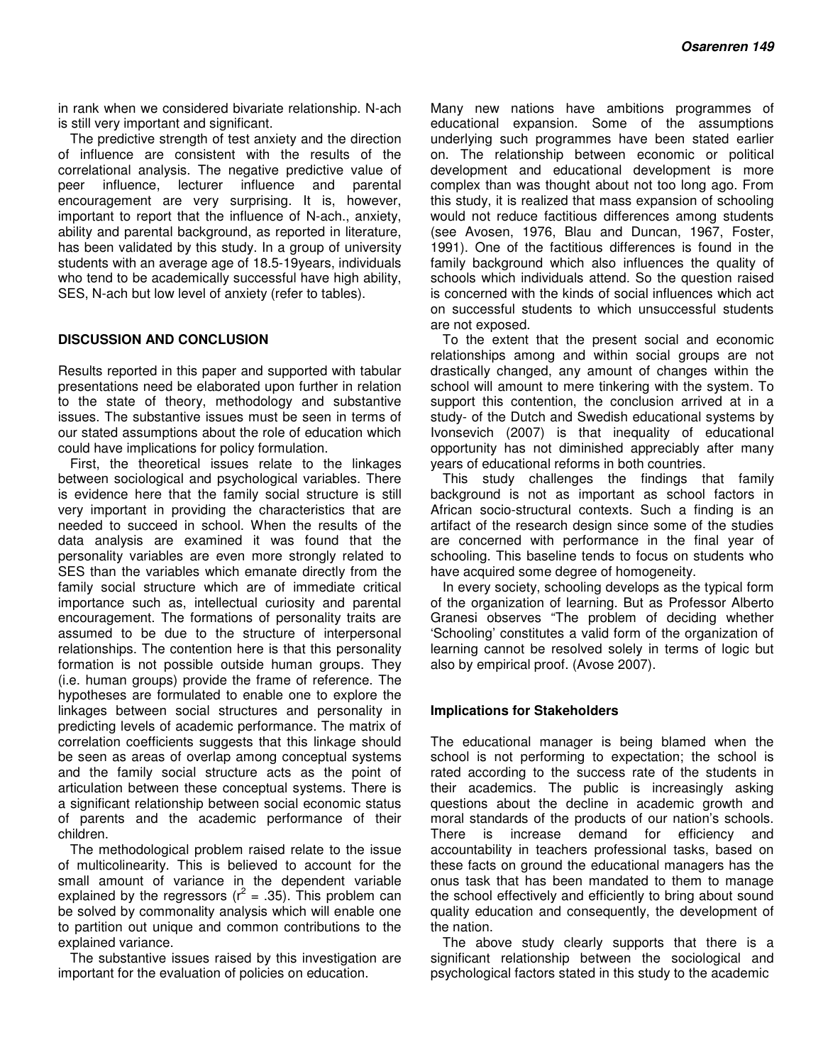in rank when we considered bivariate relationship. N-ach is still very important and significant.

The predictive strength of test anxiety and the direction of influence are consistent with the results of the correlational analysis. The negative predictive value of peer influence, lecturer influence and parental encouragement are very surprising. It is, however, important to report that the influence of N-ach., anxiety, ability and parental background, as reported in literature, has been validated by this study. In a group of university students with an average age of 18.5-19years, individuals who tend to be academically successful have high ability, SES, N-ach but low level of anxiety (refer to tables).

## DISCUSSION AND CONCLUSION

Results reported in this paper and supported with tabular presentations need be elaborated upon further in relation to the state of theory, methodology and substantive issues. The substantive issues must be seen in terms of our stated assumptions about the role of education which could have implications for policy formulation.

First, the theoretical issues relate to the linkages between sociological and psychological variables. There is evidence here that the family social structure is still very important in providing the characteristics that are needed to succeed in school. When the results of the data analysis are examined it was found that the personality variables are even more strongly related to SES than the variables which emanate directly from the family social structure which are of immediate critical importance such as, intellectual curiosity and parental encouragement. The formations of personality traits are assumed to be due to the structure of interpersonal relationships. The contention here is that this personality formation is not possible outside human groups. They (i.e. human groups) provide the frame of reference. The hypotheses are formulated to enable one to explore the linkages between social structures and personality in predicting levels of academic performance. The matrix of correlation coefficients suggests that this linkage should be seen as areas of overlap among conceptual systems and the family social structure acts as the point of articulation between these conceptual systems. There is a significant relationship between social economic status of parents and the academic performance of their children.

The methodological problem raised relate to the issue of multicolinearity. This is believed to account for the small amount of variance in the dependent variable explained by the regressors ($r^2 = .35$). This problem can be solved by commonality analysis which will enable one to partition out unique and common contributions to the explained variance.

The substantive issues raised by this investigation are important for the evaluation of policies on education.

Many new nations have ambitions programmes of educational expansion. Some of the assumptions underlying such programmes have been stated earlier on. The relationship between economic or political development and educational development is more complex than was thought about not too long ago. From this study, it is realized that mass expansion of schooling would not reduce factitious differences among students (see Avosen, 1976, Blau and Duncan, 1967, Foster, 1991). One of the factitious differences is found in the family background which also influences the quality of schools which individuals attend. So the question raised is concerned with the kinds of social influences which act on successful students to which unsuccessful students are not exposed.

To the extent that the present social and economic relationships among and within social groups are not drastically changed, any amount of changes within the school will amount to mere tinkering with the system. To support this contention, the conclusion arrived at in a study- of the Dutch and Swedish educational systems by Ivonsevich (2007) is that inequality of educational opportunity has not diminished appreciably after many years of educational reforms in both countries.

This study challenges the findings that family background is not as important as school factors in African socio-structural contexts. Such a finding is an artifact of the research design since some of the studies are concerned with performance in the final year of schooling. This baseline tends to focus on students who have acquired some degree of homogeneity.

In every society, schooling develops as the typical form of the organization of learning. But as Professor Alberto Granesi observes "The problem of deciding whether 'Schooling' constitutes a valid form of the organization of learning cannot be resolved solely in terms of logic but also by empirical proof. (Avose 2007).

### Implications for Stakeholders

The educational manager is being blamed when the school is not performing to expectation; the school is rated according to the success rate of the students in their academics. The public is increasingly asking questions about the decline in academic growth and moral standards of the products of our nation's schools. There is increase demand for efficiency and accountability in teachers professional tasks, based on these facts on ground the educational managers has the onus task that has been mandated to them to manage the school effectively and efficiently to bring about sound quality education and consequently, the development of the nation.

The above study clearly supports that there is a significant relationship between the sociological and psychological factors stated in this study to the academic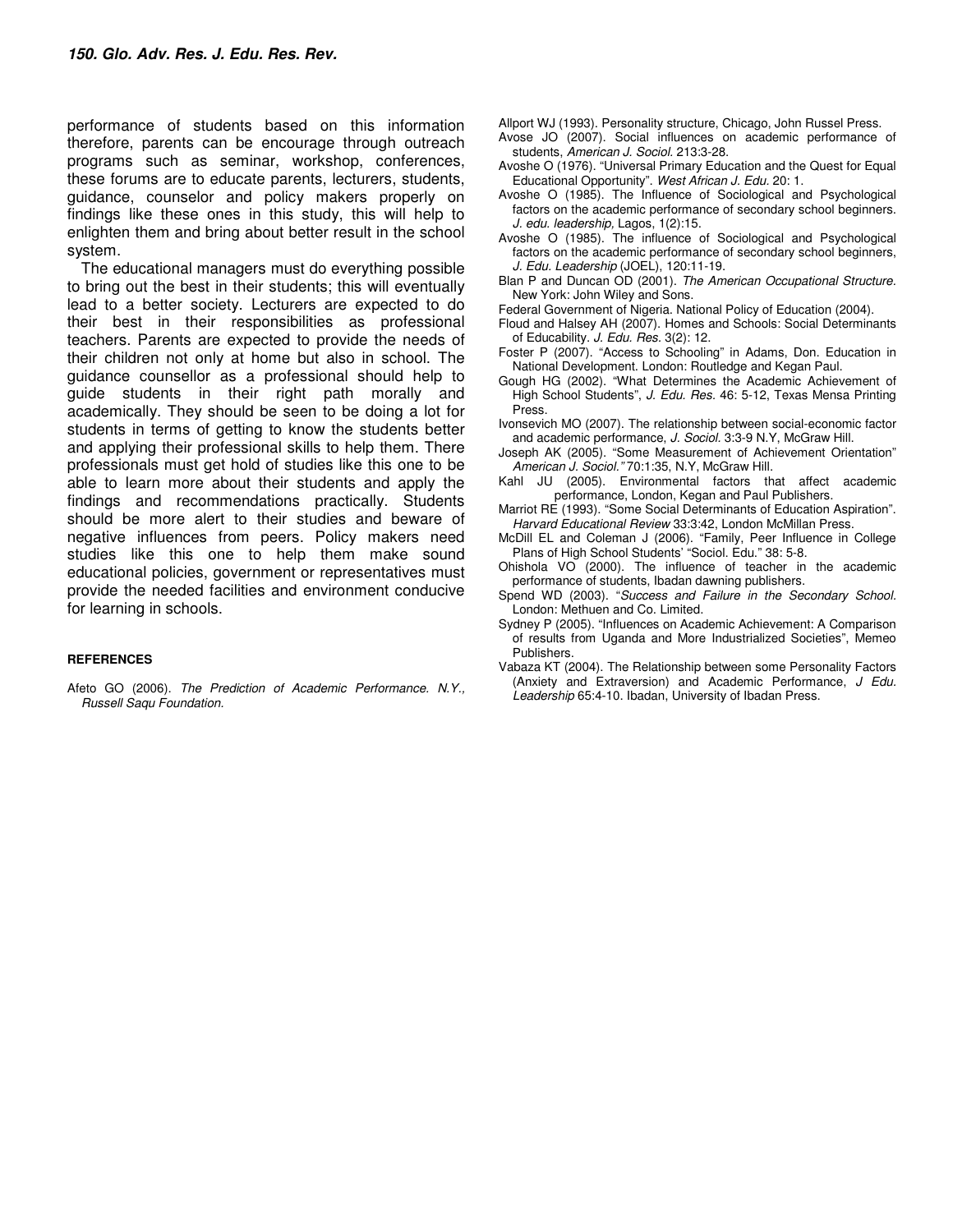performance of students based on this information therefore, parents can be encourage through outreach programs such as seminar, workshop, conferences, these forums are to educate parents, lecturers, students, guidance, counselor and policy makers properly on findings like these ones in this study, this will help to enlighten them and bring about better result in the school system.

The educational managers must do everything possible to bring out the best in their students; this will eventually lead to a better society. Lecturers are expected to do their best in their responsibilities as professional teachers. Parents are expected to provide the needs of their children not only at home but also in school. The guidance counsellor as a professional should help to guide students in their right path morally and academically. They should be seen to be doing a lot for students in terms of getting to know the students better and applying their professional skills to help them. There professionals must get hold of studies like this one to be able to learn more about their students and apply the findings and recommendations practically. Students should be more alert to their studies and beware of negative influences from peers. Policy makers need studies like this one to help them make sound educational policies, government or representatives must provide the needed facilities and environment conducive for learning in schools.

## REFERENCES

Afeto GO (2006). *The Prediction of Academic Performance. N.Y., Russell Saqu Foundation.*

Allport WJ (1993). Personality structure, Chicago, John Russel Press.

Avose JO (2007). Social influences on academic performance of students, *American J. Sociol.* 213:3-28.

Avoshe O (1976). "Universal Primary Education and the Quest for Equal Educational Opportunity". *West African J. Edu.* 20: 1.

Avoshe O (1985). The Influence of Sociological and Psychological factors on the academic performance of secondary school beginners. *J. edu. leadership,* Lagos, 1(2):15.

Avoshe O (1985). The influence of Sociological and Psychological factors on the academic performance of secondary school beginners, *J. Edu. Leadership* (JOEL), 120:11-19.

Blan P and Duncan OD (2001). *The American Occupational Structure.* New York: John Wiley and Sons.

Federal Government of Nigeria. National Policy of Education (2004).

Floud and Halsey AH (2007). Homes and Schools: Social Determinants of Educability. *J. Edu. Res.* 3(2): 12.

Foster P (2007). "Access to Schooling" in Adams, Don. Education in National Development. London: Routledge and Kegan Paul.

Gough HG (2002). "What Determines the Academic Achievement of High School Students", *J. Edu. Res.* 46: 5-12, Texas Mensa Printing Press.

Ivonsevich MO (2007). The relationship between social-economic factor and academic performance, *J. Sociol.* 3:3-9 N.Y, McGraw Hill.

Joseph AK (2005). "Some Measurement of Achievement Orientation" *American J. Sociol."* 70:1:35, N.Y, McGraw Hill.

Kahl JU (2005). Environmental factors that affect academic performance, London, Kegan and Paul Publishers.

Marriot RE (1993). "Some Social Determinants of Education Aspiration". *Harvard Educational Review* 33:3:42, London McMillan Press.

McDill EL and Coleman J (2006). "Family, Peer Influence in College Plans of High School Students' "Sociol. Edu." 38: 5-8.

Ohishola VO (2000). The influence of teacher in the academic performance of students, Ibadan dawning publishers.

Spend WD (2003). "*Success and Failure in the Secondary School.* London: Methuen and Co. Limited.

Sydney P (2005). "Influences on Academic Achievement: A Comparison of results from Uganda and More Industrialized Societies", Memeo Publishers.

Vabaza KT (2004). The Relationship between some Personality Factors (Anxiety and Extraversion) and Academic Performance, *J Edu. Leadership* 65:4-10. Ibadan, University of Ibadan Press.